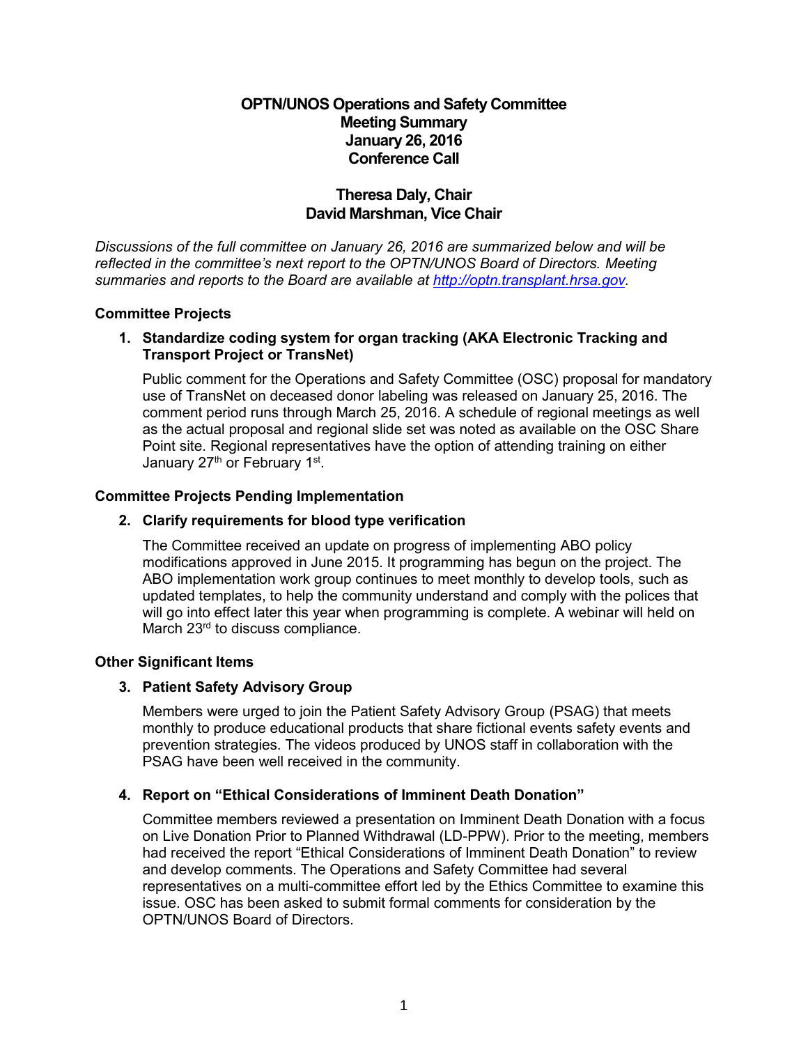**OPTN/UNOS Operations and Safety Committee**
**Meeting Summary**
**January 26, 2016**
**Conference Call**

**Theresa Daly, Chair**
**David Marshman, Vice Chair**

*Discussions of the full committee on January 26, 2016 are summarized below and will be reflected in the committee's next report to the OPTN/UNOS Board of Directors. Meeting summaries and reports to the Board are available at [http://optn.transplant.hrsa.gov](http://optn.transplant.hrsa.gov).*

## Committee Projects

### 1. Standardize coding system for organ tracking (AKA Electronic Tracking and Transport Project or TransNet)

Public comment for the Operations and Safety Committee (OSC) proposal for mandatory use of TransNet on deceased donor labeling was released on January 25, 2016. The comment period runs through March 25, 2016. A schedule of regional meetings as well as the actual proposal and regional slide set was noted as available on the OSC Share Point site. Regional representatives have the option of attending training on either January 27th or February 1st.

## Committee Projects Pending Implementation

### 2. Clarify requirements for blood type verification

The Committee received an update on progress of implementing ABO policy modifications approved in June 2015. It programming has begun on the project. The ABO implementation work group continues to meet monthly to develop tools, such as updated templates, to help the community understand and comply with the polices that will go into effect later this year when programming is complete. A webinar will held on March 23rd to discuss compliance.

## Other Significant Items

### 3. Patient Safety Advisory Group

Members were urged to join the Patient Safety Advisory Group (PSAG) that meets monthly to produce educational products that share fictional events safety events and prevention strategies. The videos produced by UNOS staff in collaboration with the PSAG have been well received in the community.

### 4. Report on "Ethical Considerations of Imminent Death Donation"

Committee members reviewed a presentation on Imminent Death Donation with a focus on Live Donation Prior to Planned Withdrawal (LD-PPW). Prior to the meeting, members had received the report "Ethical Considerations of Imminent Death Donation" to review and develop comments. The Operations and Safety Committee had several representatives on a multi-committee effort led by the Ethics Committee to examine this issue. OSC has been asked to submit formal comments for consideration by the OPTN/UNOS Board of Directors.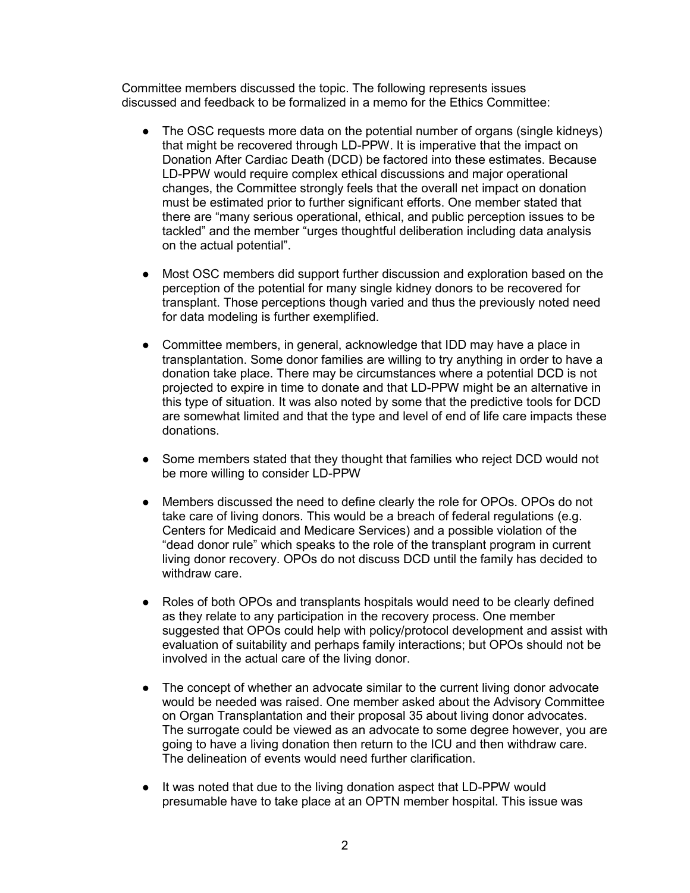Committee members discussed the topic. The following represents issues discussed and feedback to be formalized in a memo for the Ethics Committee:

- The OSC requests more data on the potential number of organs (single kidneys) that might be recovered through LD-PPW. It is imperative that the impact on Donation After Cardiac Death (DCD) be factored into these estimates. Because LD-PPW would require complex ethical discussions and major operational changes, the Committee strongly feels that the overall net impact on donation must be estimated prior to further significant efforts. One member stated that there are "many serious operational, ethical, and public perception issues to be tackled" and the member "urges thoughtful deliberation including data analysis on the actual potential".

- Most OSC members did support further discussion and exploration based on the perception of the potential for many single kidney donors to be recovered for transplant. Those perceptions though varied and thus the previously noted need for data modeling is further exemplified.

- Committee members, in general, acknowledge that IDD may have a place in transplantation. Some donor families are willing to try anything in order to have a donation take place. There may be circumstances where a potential DCD is not projected to expire in time to donate and that LD-PPW might be an alternative in this type of situation. It was also noted by some that the predictive tools for DCD are somewhat limited and that the type and level of end of life care impacts these donations.

- Some members stated that they thought that families who reject DCD would not be more willing to consider LD-PPW

- Members discussed the need to define clearly the role for OPOs. OPOs do not take care of living donors. This would be a breach of federal regulations (e.g. Centers for Medicaid and Medicare Services) and a possible violation of the "dead donor rule" which speaks to the role of the transplant program in current living donor recovery. OPOs do not discuss DCD until the family has decided to withdraw care.

- Roles of both OPOs and transplants hospitals would need to be clearly defined as they relate to any participation in the recovery process. One member suggested that OPOs could help with policy/protocol development and assist with evaluation of suitability and perhaps family interactions; but OPOs should not be involved in the actual care of the living donor.

- The concept of whether an advocate similar to the current living donor advocate would be needed was raised. One member asked about the Advisory Committee on Organ Transplantation and their proposal 35 about living donor advocates. The surrogate could be viewed as an advocate to some degree however, you are going to have a living donation then return to the ICU and then withdraw care. The delineation of events would need further clarification.

- It was noted that due to the living donation aspect that LD-PPW would presumable have to take place at an OPTN member hospital. This issue was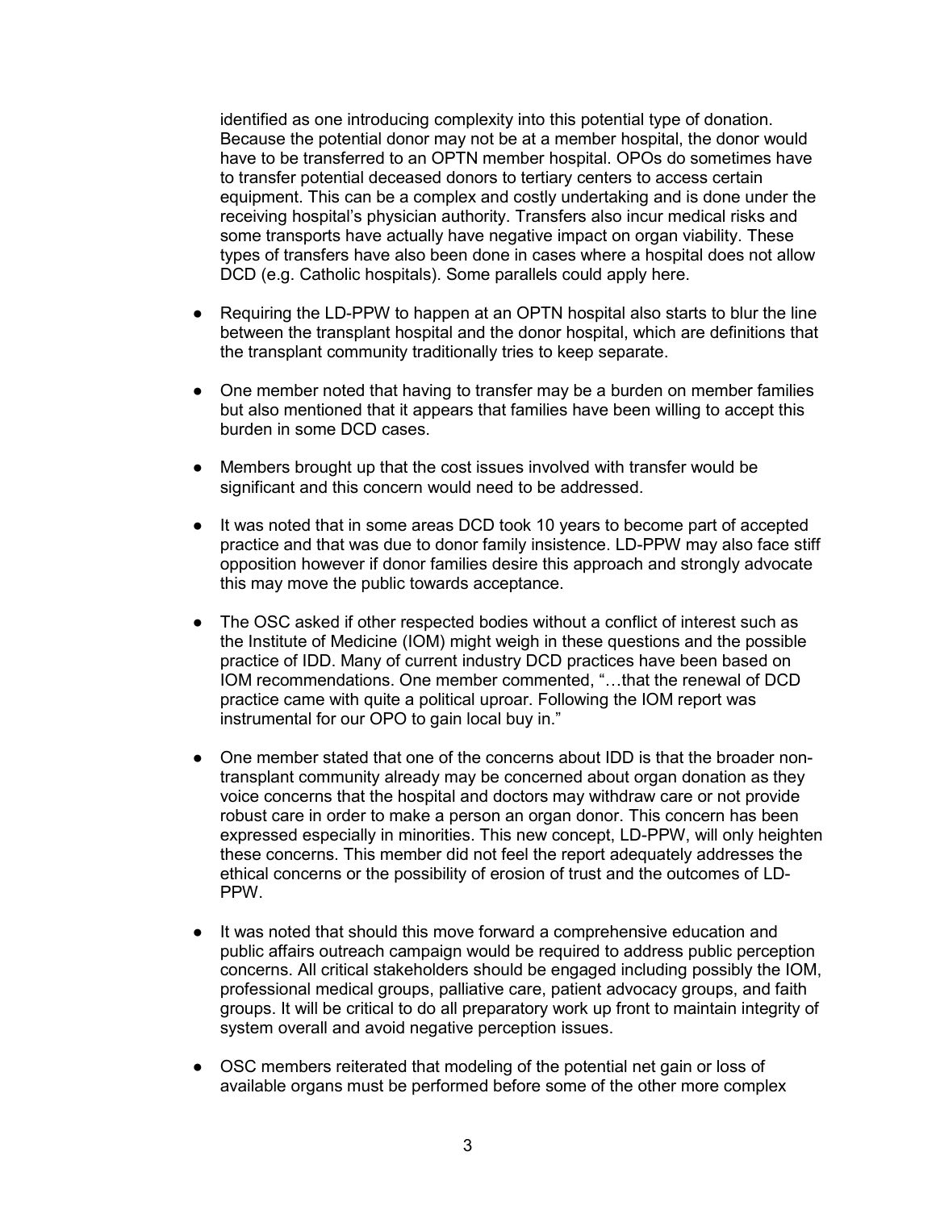identified as one introducing complexity into this potential type of donation. Because the potential donor may not be at a member hospital, the donor would have to be transferred to an OPTN member hospital. OPOs do sometimes have to transfer potential deceased donors to tertiary centers to access certain equipment. This can be a complex and costly undertaking and is done under the receiving hospital's physician authority. Transfers also incur medical risks and some transports have actually have negative impact on organ viability. These types of transfers have also been done in cases where a hospital does not allow DCD (e.g. Catholic hospitals). Some parallels could apply here.

- Requiring the LD-PPW to happen at an OPTN hospital also starts to blur the line between the transplant hospital and the donor hospital, which are definitions that the transplant community traditionally tries to keep separate.

- One member noted that having to transfer may be a burden on member families but also mentioned that it appears that families have been willing to accept this burden in some DCD cases.

- Members brought up that the cost issues involved with transfer would be significant and this concern would need to be addressed.

- It was noted that in some areas DCD took 10 years to become part of accepted practice and that was due to donor family insistence. LD-PPW may also face stiff opposition however if donor families desire this approach and strongly advocate this may move the public towards acceptance.

- The OSC asked if other respected bodies without a conflict of interest such as the Institute of Medicine (IOM) might weigh in these questions and the possible practice of IDD. Many of current industry DCD practices have been based on IOM recommendations. One member commented, "…that the renewal of DCD practice came with quite a political uproar. Following the IOM report was instrumental for our OPO to gain local buy in."

- One member stated that one of the concerns about IDD is that the broader non-transplant community already may be concerned about organ donation as they voice concerns that the hospital and doctors may withdraw care or not provide robust care in order to make a person an organ donor. This concern has been expressed especially in minorities. This new concept, LD-PPW, will only heighten these concerns. This member did not feel the report adequately addresses the ethical concerns or the possibility of erosion of trust and the outcomes of LD-PPW.

- It was noted that should this move forward a comprehensive education and public affairs outreach campaign would be required to address public perception concerns. All critical stakeholders should be engaged including possibly the IOM, professional medical groups, palliative care, patient advocacy groups, and faith groups. It will be critical to do all preparatory work up front to maintain integrity of system overall and avoid negative perception issues.

- OSC members reiterated that modeling of the potential net gain or loss of available organs must be performed before some of the other more complex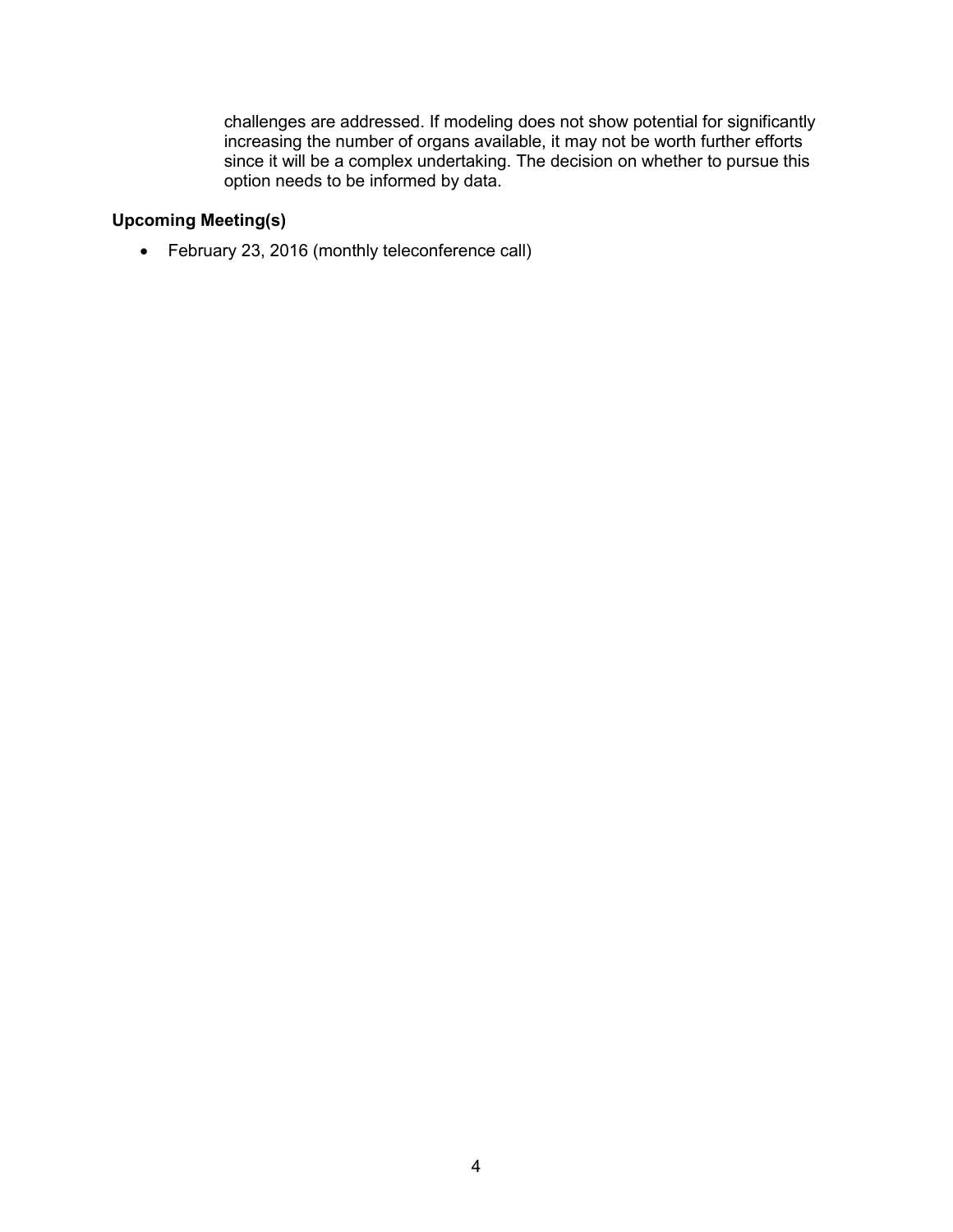challenges are addressed. If modeling does not show potential for significantly increasing the number of organs available, it may not be worth further efforts since it will be a complex undertaking. The decision on whether to pursue this option needs to be informed by data.

**Upcoming Meeting(s)**

- February 23, 2016 (monthly teleconference call)